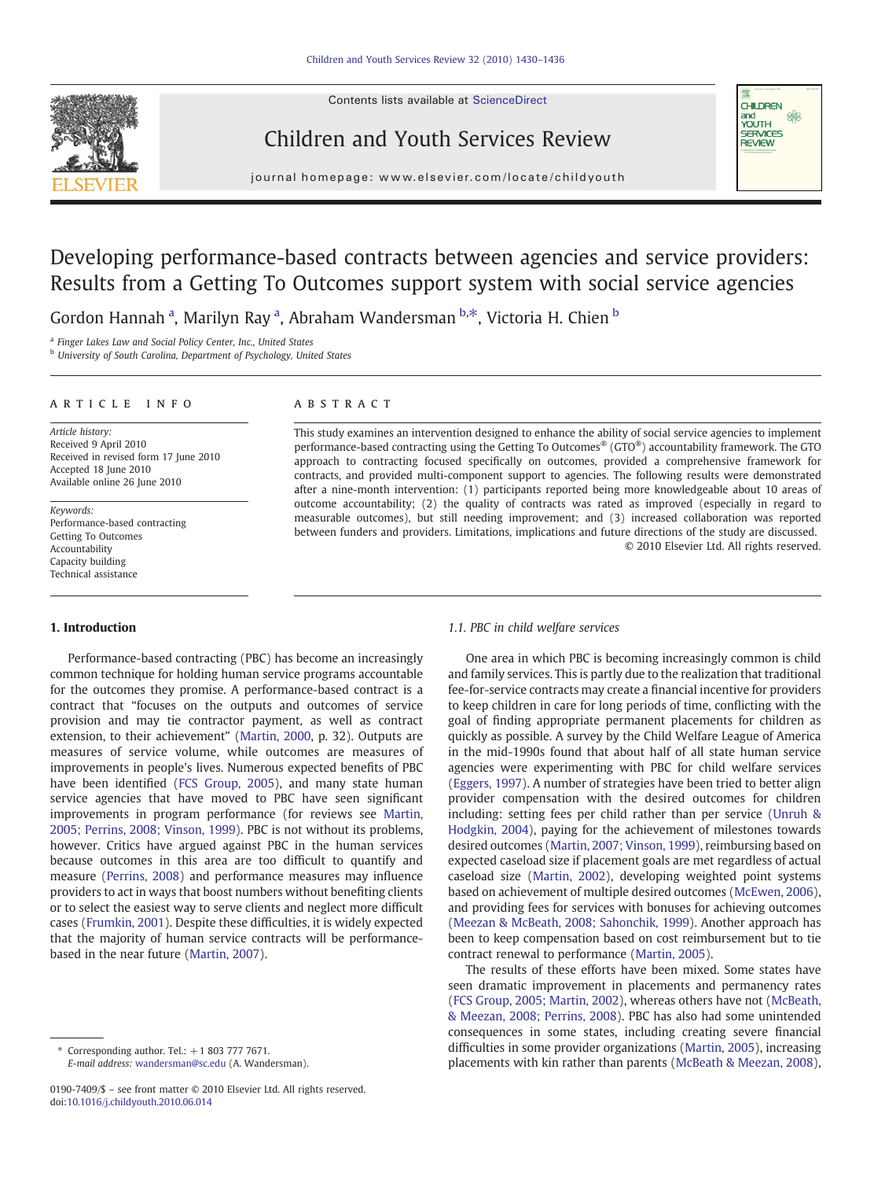# Developing performance-based contracts between agencies and service providers: Results from a Getting To Outcomes support system with social service agencies

Gordon Hannah [a], Marilyn Ray [a], Abraham Wandersman [b,*], Victoria H. Chien [b]

[a] Finger Lakes Law and Social Policy Center, Inc., United States
[b] University of South Carolina, Department of Psychology, United States

## ARTICLE INFO

*Article history:*
Received 9 April 2010
Received in revised form 17 June 2010
Accepted 18 June 2010
Available online 26 June 2010

*Keywords:*
Performance-based contracting
Getting To Outcomes
Accountability
Capacity building
Technical assistance

## ABSTRACT

This study examines an intervention designed to enhance the ability of social service agencies to implement performance-based contracting using the Getting To Outcomes® (GTO®) accountability framework. The GTO approach to contracting focused specifically on outcomes, provided a comprehensive framework for contracts, and provided multi-component support to agencies. The following results were demonstrated after a nine-month intervention: (1) participants reported being more knowledgeable about 10 areas of outcome accountability; (2) the quality of contracts was rated as improved (especially in regard to measurable outcomes), but still needing improvement; and (3) increased collaboration was reported between funders and providers. Limitations, implications and future directions of the study are discussed.

© 2010 Elsevier Ltd. All rights reserved.

## 1. Introduction

Performance-based contracting (PBC) has become an increasingly common technique for holding human service programs accountable for the outcomes they promise. A performance-based contract is a contract that "focuses on the outputs and outcomes of service provision and may tie contractor payment, as well as contract extension, to their achievement" (Martin, 2000, p. 32). Outputs are measures of service volume, while outcomes are measures of improvements in people's lives. Numerous expected benefits of PBC have been identified (FCS Group, 2005), and many state human service agencies that have moved to PBC have seen significant improvements in program performance (for reviews see Martin, 2005; Perrins, 2008; Vinson, 1999). PBC is not without its problems, however. Critics have argued against PBC in the human services because outcomes in this area are too difficult to quantify and measure (Perrins, 2008) and performance measures may influence providers to act in ways that boost numbers without benefiting clients or to select the easiest way to serve clients and neglect more difficult cases (Frumkin, 2001). Despite these difficulties, it is widely expected that the majority of human service contracts will be performance-based in the near future (Martin, 2007).

### 1.1. PBC in child welfare services

One area in which PBC is becoming increasingly common is child and family services. This is partly due to the realization that traditional fee-for-service contracts may create a financial incentive for providers to keep children in care for long periods of time, conflicting with the goal of finding appropriate permanent placements for children as quickly as possible. A survey by the Child Welfare League of America in the mid-1990s found that about half of all state human service agencies were experimenting with PBC for child welfare services (Eggers, 1997). A number of strategies have been tried to better align provider compensation with the desired outcomes for children including: setting fees per child rather than per service (Unruh & Hodgkin, 2004), paying for the achievement of milestones towards desired outcomes (Martin, 2007; Vinson, 1999), reimbursing based on expected caseload size if placement goals are met regardless of actual caseload size (Martin, 2002), developing weighted point systems based on achievement of multiple desired outcomes (McEwen, 2006), and providing fees for services with bonuses for achieving outcomes (Meezan & McBeath, 2008; Sahonchik, 1999). Another approach has been to keep compensation based on cost reimbursement but to tie contract renewal to performance (Martin, 2005).

The results of these efforts have been mixed. Some states have seen dramatic improvement in placements and permanency rates (FCS Group, 2005; Martin, 2002), whereas others have not (McBeath, & Meezan, 2008; Perrins, 2008). PBC has also had some unintended consequences in some states, including creating severe financial difficulties in some provider organizations (Martin, 2005), increasing placements with kin rather than parents (McBeath & Meezan, 2008),

\* Corresponding author. Tel.: +1 803 777 7671.
E-mail address: wandersman@sc.edu (A. Wandersman).

0190-7409/$ – see front matter © 2010 Elsevier Ltd. All rights reserved.
doi:10.1016/j.childyouth.2010.06.014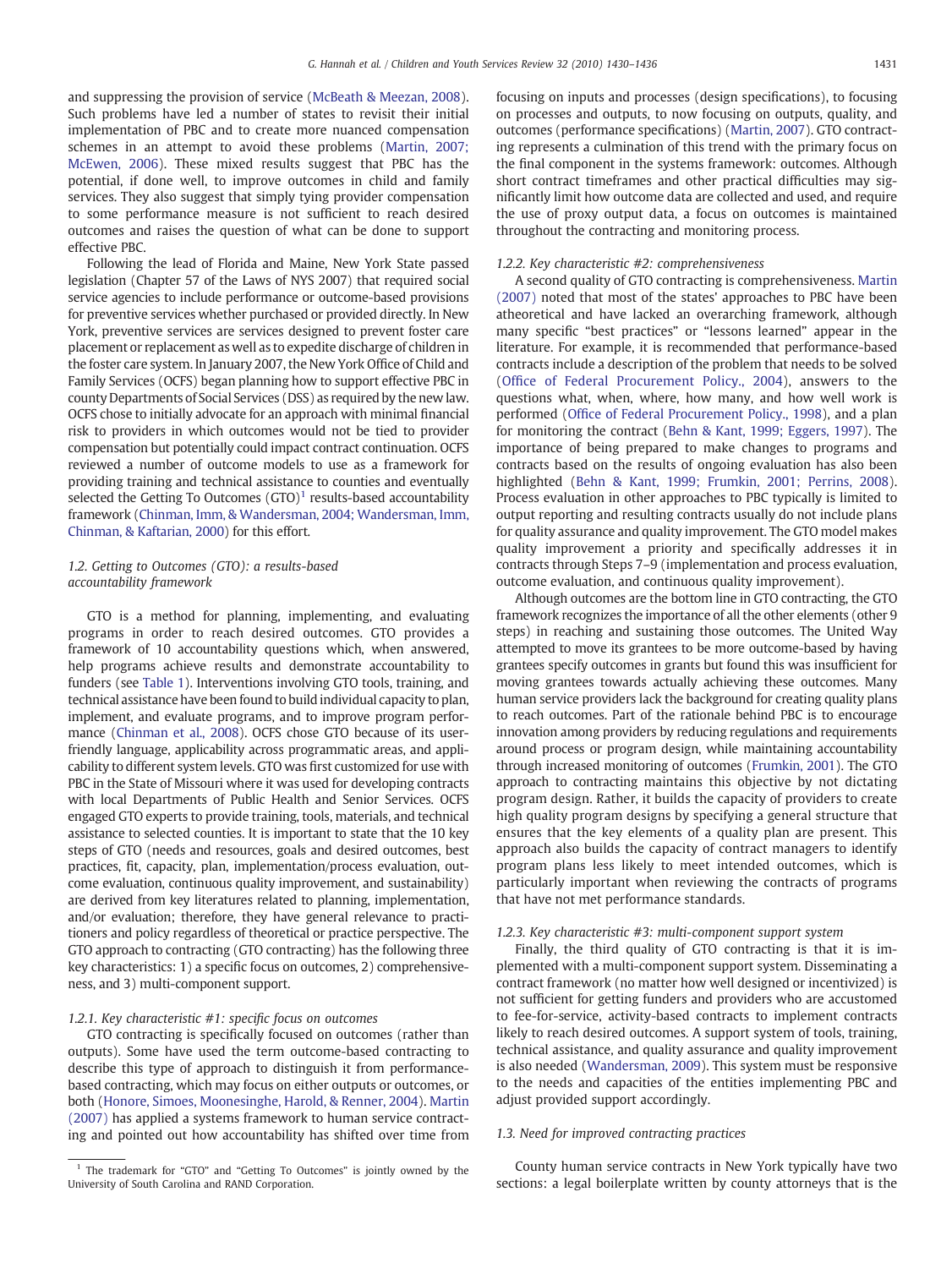and suppressing the provision of service (McBeath & Meezan, 2008). Such problems have led a number of states to revisit their initial implementation of PBC and to create more nuanced compensation schemes in an attempt to avoid these problems (Martin, 2007; McEwen, 2006). These mixed results suggest that PBC has the potential, if done well, to improve outcomes in child and family services. They also suggest that simply tying provider compensation to some performance measure is not sufficient to reach desired outcomes and raises the question of what can be done to support effective PBC.

Following the lead of Florida and Maine, New York State passed legislation (Chapter 57 of the Laws of NYS 2007) that required social service agencies to include performance or outcome-based provisions for preventive services whether purchased or provided directly. In New York, preventive services are services designed to prevent foster care placement or replacement as well as to expedite discharge of children in the foster care system. In January 2007, the New York Office of Child and Family Services (OCFS) began planning how to support effective PBC in county Departments of Social Services (DSS) as required by the new law. OCFS chose to initially advocate for an approach with minimal financial risk to providers in which outcomes would not be tied to provider compensation but potentially could impact contract continuation. OCFS reviewed a number of outcome models to use as a framework for providing training and technical assistance to counties and eventually selected the Getting To Outcomes (GTO)[1] results-based accountability framework (Chinman, Imm, & Wandersman, 2004; Wandersman, Imm, Chinman, & Kaftarian, 2000) for this effort.

### 1.2. Getting to Outcomes (GTO): a results-based accountability framework

GTO is a method for planning, implementing, and evaluating programs in order to reach desired outcomes. GTO provides a framework of 10 accountability questions which, when answered, help programs achieve results and demonstrate accountability to funders (see Table 1). Interventions involving GTO tools, training, and technical assistance have been found to build individual capacity to plan, implement, and evaluate programs, and to improve program performance (Chinman et al., 2008). OCFS chose GTO because of its user-friendly language, applicability across programmatic areas, and applicability to different system levels. GTO was first customized for use with PBC in the State of Missouri where it was used for developing contracts with local Departments of Public Health and Senior Services. OCFS engaged GTO experts to provide training, tools, materials, and technical assistance to selected counties. It is important to state that the 10 key steps of GTO (needs and resources, goals and desired outcomes, best practices, fit, capacity, plan, implementation/process evaluation, outcome evaluation, continuous quality improvement, and sustainability) are derived from key literatures related to planning, implementation, and/or evaluation; therefore, they have general relevance to practitioners and policy regardless of theoretical or practice perspective. The GTO approach to contracting (GTO contracting) has the following three key characteristics: 1) a specific focus on outcomes, 2) comprehensiveness, and 3) multi-component support.

#### 1.2.1. Key characteristic #1: specific focus on outcomes

GTO contracting is specifically focused on outcomes (rather than outputs). Some have used the term outcome-based contracting to describe this type of approach to distinguish it from performance-based contracting, which may focus on either outputs or outcomes, or both (Honore, Simoes, Moonesinghe, Harold, & Renner, 2004). Martin (2007) has applied a systems framework to human service contracting and pointed out how accountability has shifted over time from focusing on inputs and processes (design specifications), to focusing on processes and outputs, to now focusing on outputs, quality, and outcomes (performance specifications) (Martin, 2007). GTO contracting represents a culmination of this trend with the primary focus on the final component in the systems framework: outcomes. Although short contract timeframes and other practical difficulties may significantly limit how outcome data are collected and used, and require the use of proxy output data, a focus on outcomes is maintained throughout the contracting and monitoring process.

#### 1.2.2. Key characteristic #2: comprehensiveness

A second quality of GTO contracting is comprehensiveness. Martin (2007) noted that most of the states' approaches to PBC have been atheoretical and have lacked an overarching framework, although many specific "best practices" or "lessons learned" appear in the literature. For example, it is recommended that performance-based contracts include a description of the problem that needs to be solved (Office of Federal Procurement Policy., 2004), answers to the questions what, when, where, how many, and how well work is performed (Office of Federal Procurement Policy., 1998), and a plan for monitoring the contract (Behn & Kant, 1999; Eggers, 1997). The importance of being prepared to make changes to programs and contracts based on the results of ongoing evaluation has also been highlighted (Behn & Kant, 1999; Frumkin, 2001; Perrins, 2008). Process evaluation in other approaches to PBC typically is limited to output reporting and resulting contracts usually do not include plans for quality assurance and quality improvement. The GTO model makes quality improvement a priority and specifically addresses it in contracts through Steps 7–9 (implementation and process evaluation, outcome evaluation, and continuous quality improvement).

Although outcomes are the bottom line in GTO contracting, the GTO framework recognizes the importance of all the other elements (other 9 steps) in reaching and sustaining those outcomes. The United Way attempted to move its grantees to be more outcome-based by having grantees specify outcomes in grants but found this was insufficient for moving grantees towards actually achieving these outcomes. Many human service providers lack the background for creating quality plans to reach outcomes. Part of the rationale behind PBC is to encourage innovation among providers by reducing regulations and requirements around process or program design, while maintaining accountability through increased monitoring of outcomes (Frumkin, 2001). The GTO approach to contracting maintains this objective by not dictating program design. Rather, it builds the capacity of providers to create high quality program designs by specifying a general structure that ensures that the key elements of a quality plan are present. This approach also builds the capacity of contract managers to identify program plans less likely to meet intended outcomes, which is particularly important when reviewing the contracts of programs that have not met performance standards.

#### 1.2.3. Key characteristic #3: multi-component support system

Finally, the third quality of GTO contracting is that it is implemented with a multi-component support system. Disseminating a contract framework (no matter how well designed or incentivized) is not sufficient for getting funders and providers who are accustomed to fee-for-service, activity-based contracts to implement contracts likely to reach desired outcomes. A support system of tools, training, technical assistance, and quality assurance and quality improvement is also needed (Wandersman, 2009). This system must be responsive to the needs and capacities of the entities implementing PBC and adjust provided support accordingly.

### 1.3. Need for improved contracting practices

County human service contracts in New York typically have two sections: a legal boilerplate written by county attorneys that is the

[1] The trademark for "GTO" and "Getting To Outcomes" is jointly owned by the University of South Carolina and RAND Corporation.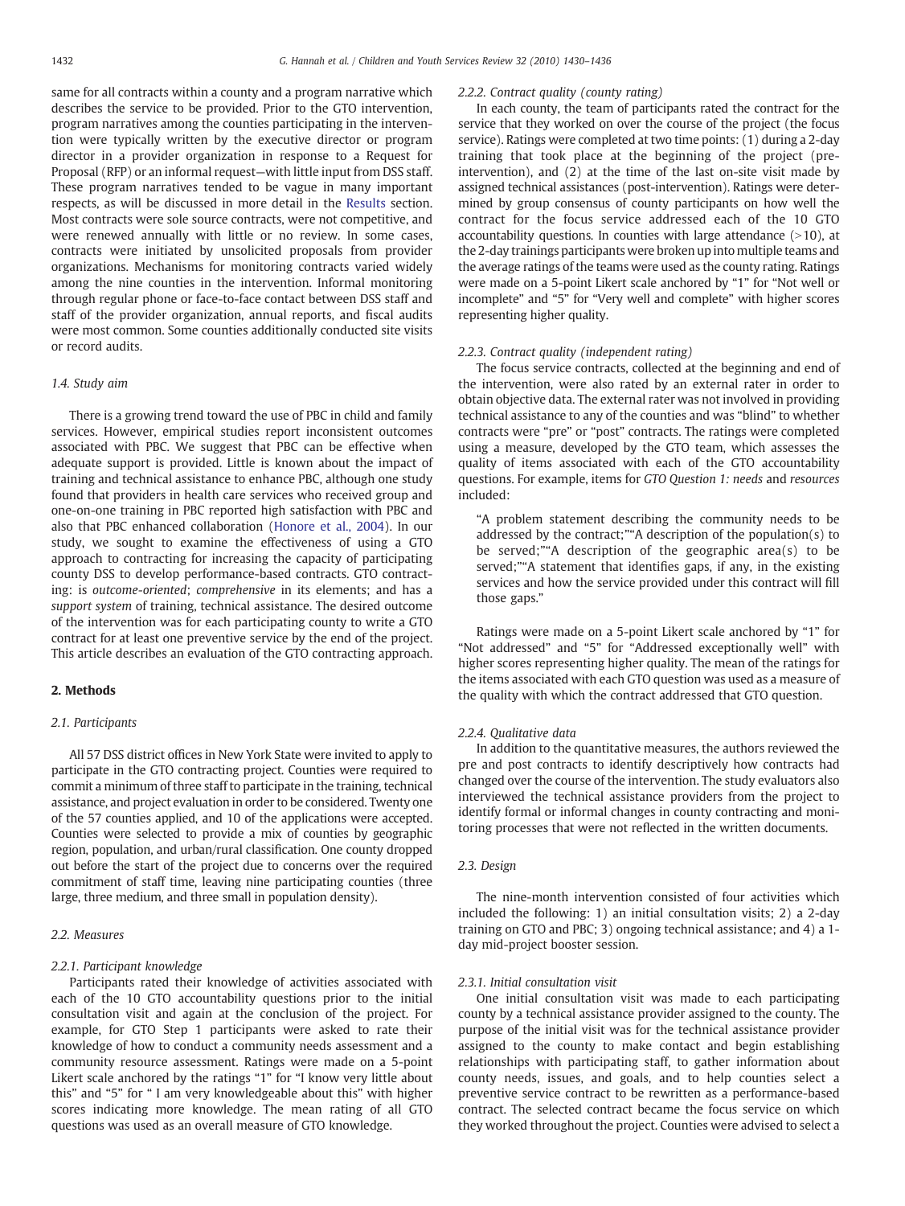same for all contracts within a county and a program narrative which describes the service to be provided. Prior to the GTO intervention, program narratives among the counties participating in the intervention were typically written by the executive director or program director in a provider organization in response to a Request for Proposal (RFP) or an informal request—with little input from DSS staff. These program narratives tended to be vague in many important respects, as will be discussed in more detail in the Results section. Most contracts were sole source contracts, were not competitive, and were renewed annually with little or no review. In some cases, contracts were initiated by unsolicited proposals from provider organizations. Mechanisms for monitoring contracts varied widely among the nine counties in the intervention. Informal monitoring through regular phone or face-to-face contact between DSS staff and staff of the provider organization, annual reports, and fiscal audits were most common. Some counties additionally conducted site visits or record audits.

### 1.4. Study aim

There is a growing trend toward the use of PBC in child and family services. However, empirical studies report inconsistent outcomes associated with PBC. We suggest that PBC can be effective when adequate support is provided. Little is known about the impact of training and technical assistance to enhance PBC, although one study found that providers in health care services who received group and one-on-one training in PBC reported high satisfaction with PBC and also that PBC enhanced collaboration (Honore et al., 2004). In our study, we sought to examine the effectiveness of using a GTO approach to contracting for increasing the capacity of participating county DSS to develop performance-based contracts. GTO contracting: is *outcome-oriented*; *comprehensive* in its elements; and has a *support system* of training, technical assistance. The desired outcome of the intervention was for each participating county to write a GTO contract for at least one preventive service by the end of the project. This article describes an evaluation of the GTO contracting approach.

## 2. Methods

### 2.1. Participants

All 57 DSS district offices in New York State were invited to apply to participate in the GTO contracting project. Counties were required to commit a minimum of three staff to participate in the training, technical assistance, and project evaluation in order to be considered. Twenty one of the 57 counties applied, and 10 of the applications were accepted. Counties were selected to provide a mix of counties by geographic region, population, and urban/rural classification. One county dropped out before the start of the project due to concerns over the required commitment of staff time, leaving nine participating counties (three large, three medium, and three small in population density).

### 2.2. Measures

#### 2.2.1. Participant knowledge

Participants rated their knowledge of activities associated with each of the 10 GTO accountability questions prior to the initial consultation visit and again at the conclusion of the project. For example, for GTO Step 1 participants were asked to rate their knowledge of how to conduct a community needs assessment and a community resource assessment. Ratings were made on a 5-point Likert scale anchored by the ratings "1" for "I know very little about this" and "5" for " I am very knowledgeable about this" with higher scores indicating more knowledge. The mean rating of all GTO questions was used as an overall measure of GTO knowledge.

#### 2.2.2. Contract quality (county rating)

In each county, the team of participants rated the contract for the service that they worked on over the course of the project (the focus service). Ratings were completed at two time points: (1) during a 2-day training that took place at the beginning of the project (pre-intervention), and (2) at the time of the last on-site visit made by assigned technical assistances (post-intervention). Ratings were determined by group consensus of county participants on how well the contract for the focus service addressed each of the 10 GTO accountability questions. In counties with large attendance (>10), at the 2-day trainings participants were broken up into multiple teams and the average ratings of the teams were used as the county rating. Ratings were made on a 5-point Likert scale anchored by "1" for "Not well or incomplete" and "5" for "Very well and complete" with higher scores representing higher quality.

#### 2.2.3. Contract quality (independent rating)

The focus service contracts, collected at the beginning and end of the intervention, were also rated by an external rater in order to obtain objective data. The external rater was not involved in providing technical assistance to any of the counties and was "blind" to whether contracts were "pre" or "post" contracts. The ratings were completed using a measure, developed by the GTO team, which assesses the quality of items associated with each of the GTO accountability questions. For example, items for *GTO Question 1: needs* and *resources* included:

> "A problem statement describing the community needs to be addressed by the contract;""A description of the population(s) to be served;""A description of the geographic area(s) to be served;""A statement that identifies gaps, if any, in the existing services and how the service provided under this contract will fill those gaps."

Ratings were made on a 5-point Likert scale anchored by "1" for "Not addressed" and "5" for "Addressed exceptionally well" with higher scores representing higher quality. The mean of the ratings for the items associated with each GTO question was used as a measure of the quality with which the contract addressed that GTO question.

#### 2.2.4. Qualitative data

In addition to the quantitative measures, the authors reviewed the pre and post contracts to identify descriptively how contracts had changed over the course of the intervention. The study evaluators also interviewed the technical assistance providers from the project to identify formal or informal changes in county contracting and monitoring processes that were not reflected in the written documents.

### 2.3. Design

The nine-month intervention consisted of four activities which included the following: 1) an initial consultation visits; 2) a 2-day training on GTO and PBC; 3) ongoing technical assistance; and 4) a 1-day mid-project booster session.

#### 2.3.1. Initial consultation visit

One initial consultation visit was made to each participating county by a technical assistance provider assigned to the county. The purpose of the initial visit was for the technical assistance provider assigned to the county to make contact and begin establishing relationships with participating staff, to gather information about county needs, issues, and goals, and to help counties select a preventive service contract to be rewritten as a performance-based contract. The selected contract became the focus service on which they worked throughout the project. Counties were advised to select a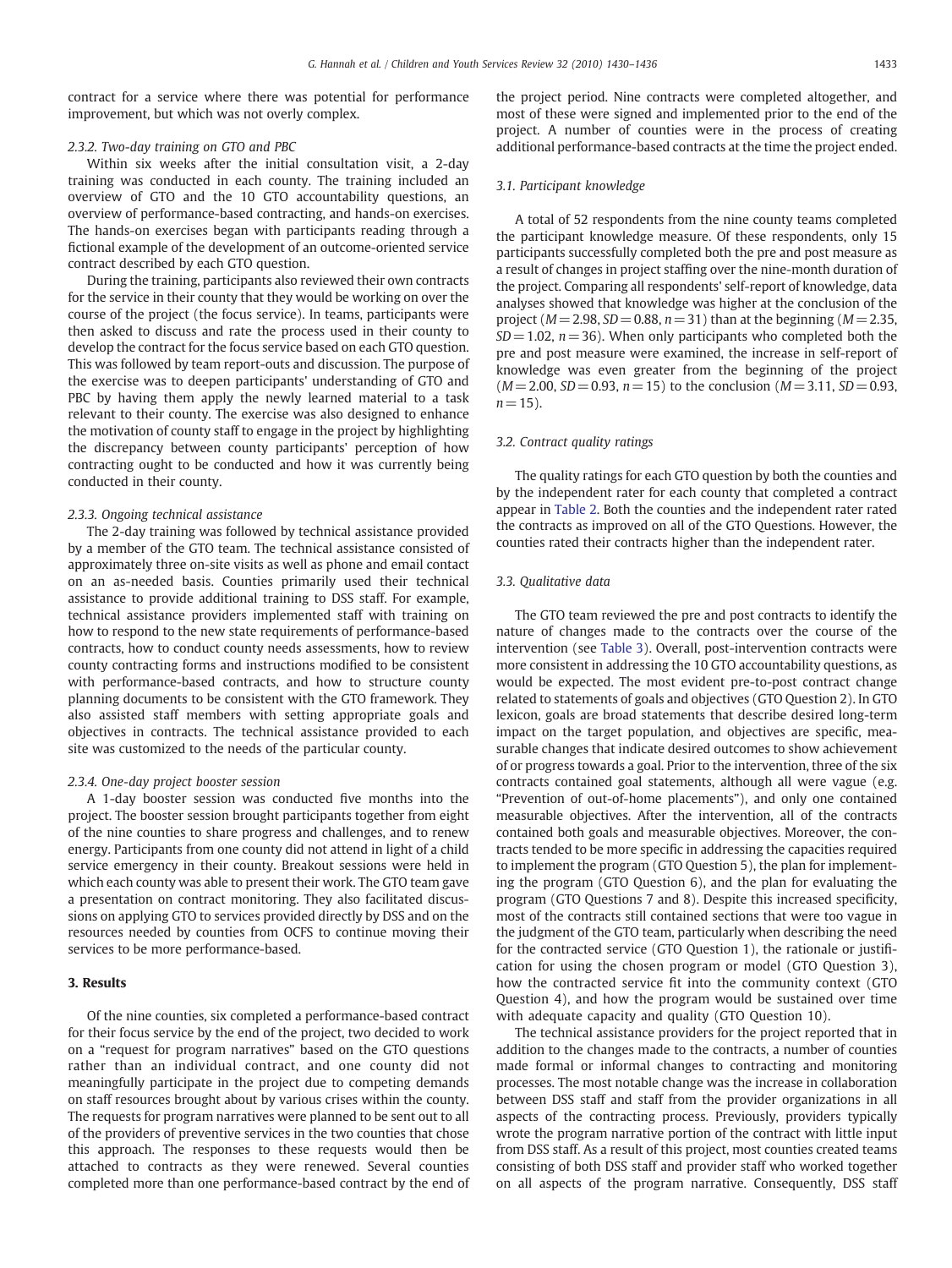contract for a service where there was potential for performance improvement, but which was not overly complex.

#### 2.3.2. Two-day training on GTO and PBC

Within six weeks after the initial consultation visit, a 2-day training was conducted in each county. The training included an overview of GTO and the 10 GTO accountability questions, an overview of performance-based contracting, and hands-on exercises. The hands-on exercises began with participants reading through a fictional example of the development of an outcome-oriented service contract described by each GTO question.

During the training, participants also reviewed their own contracts for the service in their county that they would be working on over the course of the project (the focus service). In teams, participants were then asked to discuss and rate the process used in their county to develop the contract for the focus service based on each GTO question. This was followed by team report-outs and discussion. The purpose of the exercise was to deepen participants' understanding of GTO and PBC by having them apply the newly learned material to a task relevant to their county. The exercise was also designed to enhance the motivation of county staff to engage in the project by highlighting the discrepancy between county participants' perception of how contracting ought to be conducted and how it was currently being conducted in their county.

#### 2.3.3. Ongoing technical assistance

The 2-day training was followed by technical assistance provided by a member of the GTO team. The technical assistance consisted of approximately three on-site visits as well as phone and email contact on an as-needed basis. Counties primarily used their technical assistance to provide additional training to DSS staff. For example, technical assistance providers implemented staff with training on how to respond to the new state requirements of performance-based contracts, how to conduct county needs assessments, how to review county contracting forms and instructions modified to be consistent with performance-based contracts, and how to structure county planning documents to be consistent with the GTO framework. They also assisted staff members with setting appropriate goals and objectives in contracts. The technical assistance provided to each site was customized to the needs of the particular county.

#### 2.3.4. One-day project booster session

A 1-day booster session was conducted five months into the project. The booster session brought participants together from eight of the nine counties to share progress and challenges, and to renew energy. Participants from one county did not attend in light of a child service emergency in their county. Breakout sessions were held in which each county was able to present their work. The GTO team gave a presentation on contract monitoring. They also facilitated discussions on applying GTO to services provided directly by DSS and on the resources needed by counties from OCFS to continue moving their services to be more performance-based.

## 3. Results

Of the nine counties, six completed a performance-based contract for their focus service by the end of the project, two decided to work on a "request for program narratives" based on the GTO questions rather than an individual contract, and one county did not meaningfully participate in the project due to competing demands on staff resources brought about by various crises within the county. The requests for program narratives were planned to be sent out to all of the providers of preventive services in the two counties that chose this approach. The responses to these requests would then be attached to contracts as they were renewed. Several counties completed more than one performance-based contract by the end of the project period. Nine contracts were completed altogether, and most of these were signed and implemented prior to the end of the project. A number of counties were in the process of creating additional performance-based contracts at the time the project ended.

### 3.1. Participant knowledge

A total of 52 respondents from the nine county teams completed the participant knowledge measure. Of these respondents, only 15 participants successfully completed both the pre and post measure as a result of changes in project staffing over the nine-month duration of the project. Comparing all respondents' self-report of knowledge, data analyses showed that knowledge was higher at the conclusion of the project ($M = 2.98$, $SD = 0.88$, $n = 31$) than at the beginning ($M = 2.35$, $SD = 1.02$, $n = 36$). When only participants who completed both the pre and post measure were examined, the increase in self-report of knowledge was even greater from the beginning of the project ($M = 2.00$, $SD = 0.93$, $n = 15$) to the conclusion ($M = 3.11$, $SD = 0.93$, $n = 15$).

### 3.2. Contract quality ratings

The quality ratings for each GTO question by both the counties and by the independent rater for each county that completed a contract appear in Table 2. Both the counties and the independent rater rated the contracts as improved on all of the GTO Questions. However, the counties rated their contracts higher than the independent rater.

### 3.3. Qualitative data

The GTO team reviewed the pre and post contracts to identify the nature of changes made to the contracts over the course of the intervention (see Table 3). Overall, post-intervention contracts were more consistent in addressing the 10 GTO accountability questions, as would be expected. The most evident pre-to-post contract change related to statements of goals and objectives (GTO Question 2). In GTO lexicon, goals are broad statements that describe desired long-term impact on the target population, and objectives are specific, measurable changes that indicate desired outcomes to show achievement of or progress towards a goal. Prior to the intervention, three of the six contracts contained goal statements, although all were vague (e.g. "Prevention of out-of-home placements"), and only one contained measurable objectives. After the intervention, all of the contracts contained both goals and measurable objectives. Moreover, the contracts tended to be more specific in addressing the capacities required to implement the program (GTO Question 5), the plan for implementing the program (GTO Question 6), and the plan for evaluating the program (GTO Questions 7 and 8). Despite this increased specificity, most of the contracts still contained sections that were too vague in the judgment of the GTO team, particularly when describing the need for the contracted service (GTO Question 1), the rationale or justification for using the chosen program or model (GTO Question 3), how the contracted service fit into the community context (GTO Question 4), and how the program would be sustained over time with adequate capacity and quality (GTO Question 10).

The technical assistance providers for the project reported that in addition to the changes made to the contracts, a number of counties made formal or informal changes to contracting and monitoring processes. The most notable change was the increase in collaboration between DSS staff and staff from the provider organizations in all aspects of the contracting process. Previously, providers typically wrote the program narrative portion of the contract with little input from DSS staff. As a result of this project, most counties created teams consisting of both DSS staff and provider staff who worked together on all aspects of the program narrative. Consequently, DSS staff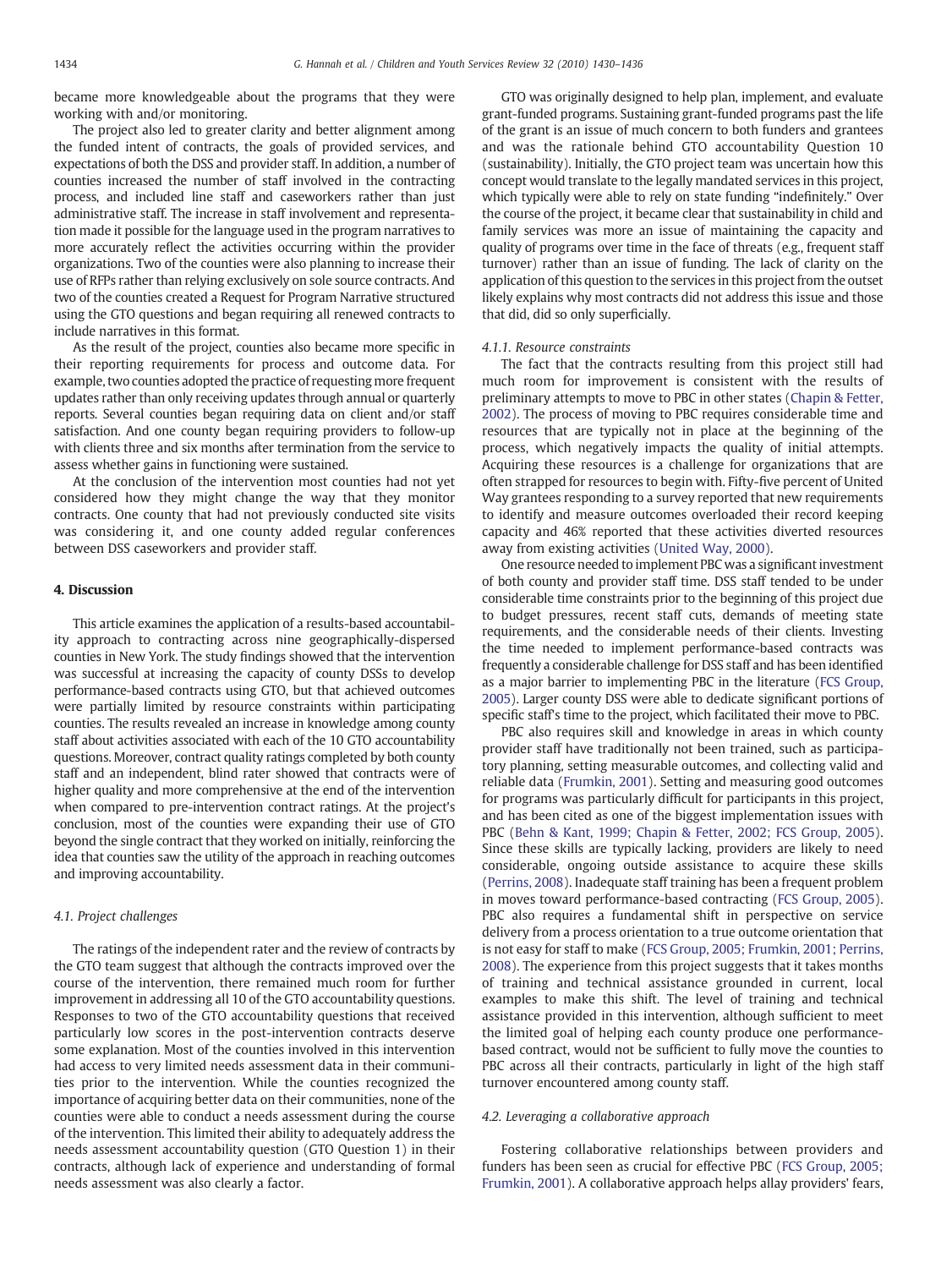became more knowledgeable about the programs that they were working with and/or monitoring.

The project also led to greater clarity and better alignment among the funded intent of contracts, the goals of provided services, and expectations of both the DSS and provider staff. In addition, a number of counties increased the number of staff involved in the contracting process, and included line staff and caseworkers rather than just administrative staff. The increase in staff involvement and representation made it possible for the language used in the program narratives to more accurately reflect the activities occurring within the provider organizations. Two of the counties were also planning to increase their use of RFPs rather than relying exclusively on sole source contracts. And two of the counties created a Request for Program Narrative structured using the GTO questions and began requiring all renewed contracts to include narratives in this format.

As the result of the project, counties also became more specific in their reporting requirements for process and outcome data. For example, two counties adopted the practice of requesting more frequent updates rather than only receiving updates through annual or quarterly reports. Several counties began requiring data on client and/or staff satisfaction. And one county began requiring providers to follow-up with clients three and six months after termination from the service to assess whether gains in functioning were sustained.

At the conclusion of the intervention most counties had not yet considered how they might change the way that they monitor contracts. One county that had not previously conducted site visits was considering it, and one county added regular conferences between DSS caseworkers and provider staff.

## 4. Discussion

This article examines the application of a results-based accountability approach to contracting across nine geographically-dispersed counties in New York. The study findings showed that the intervention was successful at increasing the capacity of county DSSs to develop performance-based contracts using GTO, but that achieved outcomes were partially limited by resource constraints within participating counties. The results revealed an increase in knowledge among county staff about activities associated with each of the 10 GTO accountability questions. Moreover, contract quality ratings completed by both county staff and an independent, blind rater showed that contracts were of higher quality and more comprehensive at the end of the intervention when compared to pre-intervention contract ratings. At the project's conclusion, most of the counties were expanding their use of GTO beyond the single contract that they worked on initially, reinforcing the idea that counties saw the utility of the approach in reaching outcomes and improving accountability.

### 4.1. Project challenges

The ratings of the independent rater and the review of contracts by the GTO team suggest that although the contracts improved over the course of the intervention, there remained much room for further improvement in addressing all 10 of the GTO accountability questions. Responses to two of the GTO accountability questions that received particularly low scores in the post-intervention contracts deserve some explanation. Most of the counties involved in this intervention had access to very limited needs assessment data in their communities prior to the intervention. While the counties recognized the importance of acquiring better data on their communities, none of the counties were able to conduct a needs assessment during the course of the intervention. This limited their ability to adequately address the needs assessment accountability question (GTO Question 1) in their contracts, although lack of experience and understanding of formal needs assessment was also clearly a factor.

GTO was originally designed to help plan, implement, and evaluate grant-funded programs. Sustaining grant-funded programs past the life of the grant is an issue of much concern to both funders and grantees and was the rationale behind GTO accountability Question 10 (sustainability). Initially, the GTO project team was uncertain how this concept would translate to the legally mandated services in this project, which typically were able to rely on state funding "indefinitely." Over the course of the project, it became clear that sustainability in child and family services was more an issue of maintaining the capacity and quality of programs over time in the face of threats (e.g., frequent staff turnover) rather than an issue of funding. The lack of clarity on the application of this question to the services in this project from the outset likely explains why most contracts did not address this issue and those that did, did so only superficially.

#### 4.1.1. Resource constraints

The fact that the contracts resulting from this project still had much room for improvement is consistent with the results of preliminary attempts to move to PBC in other states (Chapin & Fetter, 2002). The process of moving to PBC requires considerable time and resources that are typically not in place at the beginning of the process, which negatively impacts the quality of initial attempts. Acquiring these resources is a challenge for organizations that are often strapped for resources to begin with. Fifty-five percent of United Way grantees responding to a survey reported that new requirements to identify and measure outcomes overloaded their record keeping capacity and 46% reported that these activities diverted resources away from existing activities (United Way, 2000).

One resource needed to implement PBC was a significant investment of both county and provider staff time. DSS staff tended to be under considerable time constraints prior to the beginning of this project due to budget pressures, recent staff cuts, demands of meeting state requirements, and the considerable needs of their clients. Investing the time needed to implement performance-based contracts was frequently a considerable challenge for DSS staff and has been identified as a major barrier to implementing PBC in the literature (FCS Group, 2005). Larger county DSS were able to dedicate significant portions of specific staff's time to the project, which facilitated their move to PBC.

PBC also requires skill and knowledge in areas in which county provider staff have traditionally not been trained, such as participatory planning, setting measurable outcomes, and collecting valid and reliable data (Frumkin, 2001). Setting and measuring good outcomes for programs was particularly difficult for participants in this project, and has been cited as one of the biggest implementation issues with PBC (Behn & Kant, 1999; Chapin & Fetter, 2002; FCS Group, 2005). Since these skills are typically lacking, providers are likely to need considerable, ongoing outside assistance to acquire these skills (Perrins, 2008). Inadequate staff training has been a frequent problem in moves toward performance-based contracting (FCS Group, 2005). PBC also requires a fundamental shift in perspective on service delivery from a process orientation to a true outcome orientation that is not easy for staff to make (FCS Group, 2005; Frumkin, 2001; Perrins, 2008). The experience from this project suggests that it takes months of training and technical assistance grounded in current, local examples to make this shift. The level of training and technical assistance provided in this intervention, although sufficient to meet the limited goal of helping each county produce one performance-based contract, would not be sufficient to fully move the counties to PBC across all their contracts, particularly in light of the high staff turnover encountered among county staff.

### 4.2. Leveraging a collaborative approach

Fostering collaborative relationships between providers and funders has been seen as crucial for effective PBC (FCS Group, 2005; Frumkin, 2001). A collaborative approach helps allay providers' fears,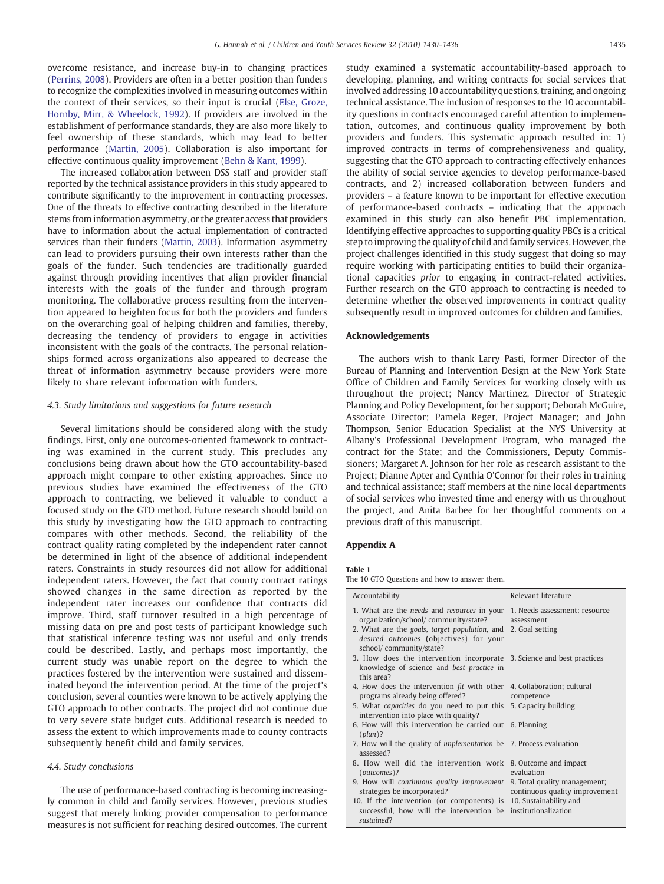overcome resistance, and increase buy-in to changing practices (Perrins, 2008). Providers are often in a better position than funders to recognize the complexities involved in measuring outcomes within the context of their services, so their input is crucial (Else, Groze, Hornby, Mirr, & Wheelock, 1992). If providers are involved in the establishment of performance standards, they are also more likely to feel ownership of these standards, which may lead to better performance (Martin, 2005). Collaboration is also important for effective continuous quality improvement (Behn & Kant, 1999).

The increased collaboration between DSS staff and provider staff reported by the technical assistance providers in this study appeared to contribute significantly to the improvement in contracting processes. One of the threats to effective contracting described in the literature stems from information asymmetry, or the greater access that providers have to information about the actual implementation of contracted services than their funders (Martin, 2003). Information asymmetry can lead to providers pursuing their own interests rather than the goals of the funder. Such tendencies are traditionally guarded against through providing incentives that align provider financial interests with the goals of the funder and through program monitoring. The collaborative process resulting from the intervention appeared to heighten focus for both the providers and funders on the overarching goal of helping children and families, thereby, decreasing the tendency of providers to engage in activities inconsistent with the goals of the contracts. The personal relationships formed across organizations also appeared to decrease the threat of information asymmetry because providers were more likely to share relevant information with funders.

### 4.3. Study limitations and suggestions for future research

Several limitations should be considered along with the study findings. First, only one outcomes-oriented framework to contracting was examined in the current study. This precludes any conclusions being drawn about how the GTO accountability-based approach might compare to other existing approaches. Since no previous studies have examined the effectiveness of the GTO approach to contracting, we believed it valuable to conduct a focused study on the GTO method. Future research should build on this study by investigating how the GTO approach to contracting compares with other methods. Second, the reliability of the contract quality rating completed by the independent rater cannot be determined in light of the absence of additional independent raters. Constraints in study resources did not allow for additional independent raters. However, the fact that county contract ratings showed changes in the same direction as reported by the independent rater increases our confidence that contracts did improve. Third, staff turnover resulted in a high percentage of missing data on pre and post tests of participant knowledge such that statistical inference testing was not useful and only trends could be described. Lastly, and perhaps most importantly, the current study was unable report on the degree to which the practices fostered by the intervention were sustained and disseminated beyond the intervention period. At the time of the project's conclusion, several counties were known to be actively applying the GTO approach to other contracts. The project did not continue due to very severe state budget cuts. Additional research is needed to assess the extent to which improvements made to county contracts subsequently benefit child and family services.

### 4.4. Study conclusions

The use of performance-based contracting is becoming increasingly common in child and family services. However, previous studies suggest that merely linking provider compensation to performance measures is not sufficient for reaching desired outcomes. The current study examined a systematic accountability-based approach to developing, planning, and writing contracts for social services that involved addressing 10 accountability questions, training, and ongoing technical assistance. The inclusion of responses to the 10 accountability questions in contracts encouraged careful attention to implementation, outcomes, and continuous quality improvement by both providers and funders. This systematic approach resulted in: 1) improved contracts in terms of comprehensiveness and quality, suggesting that the GTO approach to contracting effectively enhances the ability of social service agencies to develop performance-based contracts, and 2) increased collaboration between funders and providers – a feature known to be important for effective execution of performance-based contracts – indicating that the approach examined in this study can also benefit PBC implementation. Identifying effective approaches to supporting quality PBCs is a critical step to improving the quality of child and family services. However, the project challenges identified in this study suggest that doing so may require working with participating entities to build their organizational capacities *prior* to engaging in contract-related activities. Further research on the GTO approach to contracting is needed to determine whether the observed improvements in contract quality subsequently result in improved outcomes for children and families.

## Acknowledgements

The authors wish to thank Larry Pasti, former Director of the Bureau of Planning and Intervention Design at the New York State Office of Children and Family Services for working closely with us throughout the project; Nancy Martinez, Director of Strategic Planning and Policy Development, for her support; Deborah McGuire, Associate Director; Pamela Reger, Project Manager; and John Thompson, Senior Education Specialist at the NYS University at Albany's Professional Development Program, who managed the contract for the State; and the Commissioners, Deputy Commissioners; Margaret A. Johnson for her role as research assistant to the Project; Dianne Apter and Cynthia O'Connor for their roles in training and technical assistance; staff members at the nine local departments of social services who invested time and energy with us throughout the project, and Anita Barbee for her thoughtful comments on a previous draft of this manuscript.

## Appendix A

**Table 1**
The 10 GTO Questions and how to answer them.

| Accountability | Relevant literature |
|---|---|
| 1. What are the *needs* and *resources* in your organization/school/ community/state? | 1. Needs assessment; resource assessment |
| 2. What are the *goals*, *target population*, and *desired outcomes* (objectives) for your school/ community/state? | 2. Goal setting |
| 3. How does the intervention incorporate knowledge of science and *best practice* in this area? | 3. Science and best practices |
| 4. How does the intervention *fit* with other programs already being offered? | 4. Collaboration; cultural competence |
| 5. What *capacities* do you need to put this intervention into place with quality? | 5. Capacity building |
| 6. How will this intervention be carried out (*plan*)? | 6. Planning |
| 7. How will the quality of *implementation* be assessed? | 7. Process evaluation |
| 8. How well did the intervention work (*outcomes*)? | 8. Outcome and impact evaluation |
| 9. How will *continuous quality improvement* strategies be incorporated? | 9. Total quality management; continuous quality improvement |
| 10. If the intervention (or components) is successful, how will the intervention be *sustained*? | 10. Sustainability and institutionalization |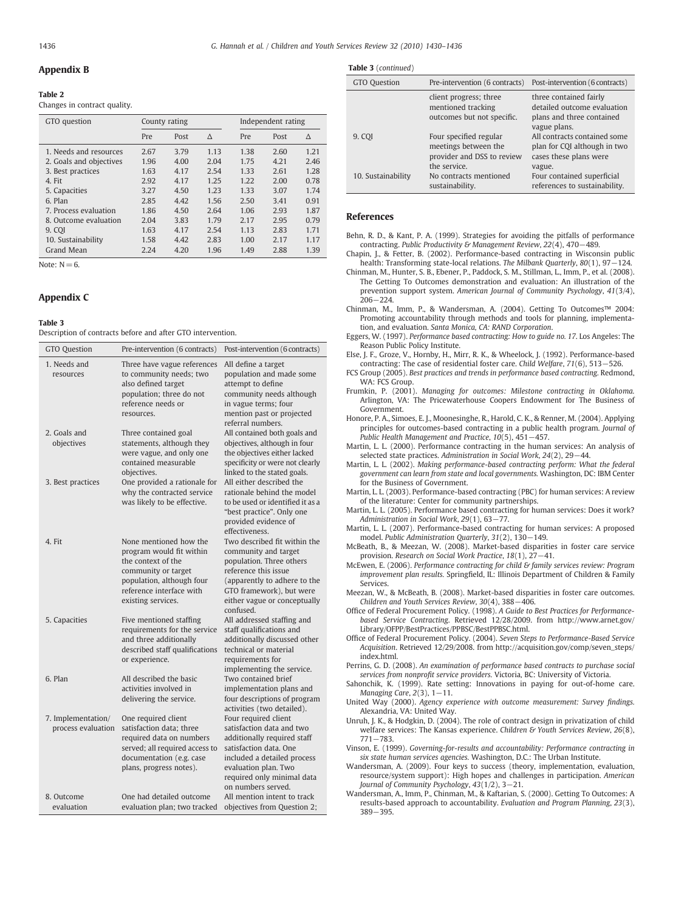## Appendix B

**Table 2**
Changes in contract quality.

| GTO question | County rating | | | Independent rating | | |
|---|---|---|---|---|---|---|
| | Pre | Post | Δ | Pre | Post | Δ |
| 1. Needs and resources | 2.67 | 3.79 | 1.13 | 1.38 | 2.60 | 1.21 |
| 2. Goals and objectives | 1.96 | 4.00 | 2.04 | 1.75 | 4.21 | 2.46 |
| 3. Best practices | 1.63 | 4.17 | 2.54 | 1.33 | 2.61 | 1.28 |
| 4. Fit | 2.92 | 4.17 | 1.25 | 1.22 | 2.00 | 0.78 |
| 5. Capacities | 3.27 | 4.50 | 1.23 | 1.33 | 3.07 | 1.74 |
| 6. Plan | 2.85 | 4.42 | 1.56 | 2.50 | 3.41 | 0.91 |
| 7. Process evaluation | 1.86 | 4.50 | 2.64 | 1.06 | 2.93 | 1.87 |
| 8. Outcome evaluation | 2.04 | 3.83 | 1.79 | 2.17 | 2.95 | 0.79 |
| 9. CQI | 1.63 | 4.17 | 2.54 | 1.13 | 2.83 | 1.71 |
| 10. Sustainability | 1.58 | 4.42 | 2.83 | 1.00 | 2.17 | 1.17 |
| Grand Mean | 2.24 | 4.20 | 1.96 | 1.49 | 2.88 | 1.39 |

Note: N = 6.

## Appendix C

**Table 3**
Description of contracts before and after GTO intervention.

| GTO Question | Pre-intervention (6 contracts) | Post-intervention (6 contracts) |
|---|---|---|
| 1. Needs and resources | Three have vague references to community needs; two also defined target population; three do not reference needs or resources. | All define a target population and made some attempt to define community needs although in vague terms; four mention past or projected referral numbers. |
| 2. Goals and objectives | Three contained goal statements, although they were vague, and only one contained measurable objectives. | All contained both goals and objectives, although in four the objectives either lacked specificity or were not clearly linked to the stated goals. |
| 3. Best practices | One provided a rationale for why the contracted service was likely to be effective. | All either described the rationale behind the model to be used or identified it as a "best practice". Only one provided evidence of effectiveness. |
| 4. Fit | None mentioned how the program would fit within the context of the community or target population, although four reference interface with existing services. | Two described fit within the community and target population. Three others reference this issue (apparently to adhere to the GTO framework), but were either vague or conceptually confused. |
| 5. Capacities | Five mentioned staffing requirements for the service and three additionally described staff qualifications or experience. | All addressed staffing and staff qualifications and additionally discussed other technical or material requirements for implementing the service. |
| 6. Plan | All described the basic activities involved in delivering the service. | Two contained brief implementation plans and four descriptions of program activities (two detailed). |
| 7. Implementation/ process evaluation | One required client satisfaction data; three required data on numbers served; all required access to documentation (e.g. case plans, progress notes). | Four required client satisfaction data and two additionally required staff satisfaction data. One included a detailed process evaluation plan. Two required only minimal data on numbers served. |
| 8. Outcome evaluation | One had detailed outcome evaluation plan; two tracked client progress; three mentioned tracking outcomes but not specific. | All mention intent to track objectives from Question 2; three contained fairly detailed outcome evaluation plans and three contained vague plans. |
| 9. CQI | Four specified regular meetings between the provider and DSS to review the service. | All contracts contained some plan for CQI although in two cases these plans were vague. |
| 10. Sustainability | No contracts mentioned sustainability. | Four contained superficial references to sustainability. |

## References

Behn, R. D., & Kant, P. A. (1999). Strategies for avoiding the pitfalls of performance contracting. *Public Productivity & Management Review*, *22*(4), 470−489.

Chapin, J., & Fetter, B. (2002). Performance-based contracting in Wisconsin public health: Transforming state-local relations. *The Milbank Quarterly*, *80*(1), 97−124.

Chinman, M., Hunter, S. B., Ebener, P., Paddock, S. M., Stillman, L., Imm, P., et al. (2008). The Getting To Outcomes demonstration and evaluation: An illustration of the prevention support system. *American Journal of Community Psychology*, *41*(3/4), 206−224.

Chinman, M., Imm, P., & Wandersman, A. (2004). Getting To Outcomes™ 2004: Promoting accountability through methods and tools for planning, implementation, and evaluation. *Santa Monica, CA: RAND Corporation*.

Eggers, W. (1997). *Performance based contracting: How to guide no. 17*. Los Angeles: The Reason Public Policy Institute.

Else, J. F., Groze, V., Hornby, H., Mirr, R. K., & Wheelock, J. (1992). Performance-based contracting: The case of residential foster care. *Child Welfare*, *71*(6), 513−526.

FCS Group (2005). *Best practices and trends in performance based contracting*. Redmond, WA: FCS Group.

Frumkin, P. (2001). *Managing for outcomes: Milestone contracting in Oklahoma*. Arlington, VA: The Pricewaterhouse Coopers Endowment for The Business of Government.

Honore, P. A., Simoes, E. J., Moonesinghe, R., Harold, C. K., & Renner, M. (2004). Applying principles for outcomes-based contracting in a public health program. *Journal of Public Health Management and Practice*, *10*(5), 451−457.

Martin, L. L. (2000). Performance contracting in the human services: An analysis of selected state practices. *Administration in Social Work*, *24*(2), 29−44.

Martin, L. L. (2002). *Making performance-based contracting perform: What the federal government can learn from state and local governments*. Washington, DC: IBM Center for the Business of Government.

Martin, L. L. (2003). Performance-based contracting (PBC) for human services: A review of the literature: Center for community partnerships.

Martin, L. L. (2005). Performance based contracting for human services: Does it work? *Administration in Social Work*, *29*(1), 63−77.

Martin, L. L. (2007). Performance-based contracting for human services: A proposed model. *Public Administration Quarterly*, *31*(2), 130−149.

McBeath, B., & Meezan, W. (2008). Market-based disparities in foster care service provision. *Research on Social Work Practice*, *18*(1), 27−41.

McEwen, E. (2006). *Performance contracting for child & family services review: Program improvement plan results*. Springfield, IL: Illinois Department of Children & Family Services.

Meezan, W., & McBeath, B. (2008). Market-based disparities in foster care outcomes. *Children and Youth Services Review*, *30*(4), 388−406.

Office of Federal Procurement Policy. (1998). *A Guide to Best Practices for Performance-based Service Contracting*. Retrieved 12/28/2009. from http://www.arnet.gov/Library/OFPP/BestPractices/PPBSC/BestPPBSC.html.

Office of Federal Procurement Policy. (2004). *Seven Steps to Performance-Based Service Acquisition*. Retrieved 12/29/2008. from http://acquisition.gov/comp/seven_steps/index.html.

Perrins, G. D. (2008). *An examination of performance based contracts to purchase social services from nonprofit service providers*. Victoria, BC: University of Victoria.

Sahonchik, K. (1999). Rate setting: Innovations in paying for out-of-home care. *Managing Care*, *2*(3), 1−11.

United Way (2000). *Agency experience with outcome measurement: Survey findings*. Alexandria, VA: United Way.

Unruh, J. K., & Hodgkin, D. (2004). The role of contract design in privatization of child welfare services: The Kansas experience. *Children & Youth Services Review*, *26*(8), 771−783.

Vinson, E. (1999). *Governing-for-results and accountability: Performance contracting in six state human services agencies*. Washington, D.C.: The Urban Institute.

Wandersman, A. (2009). Four keys to success (theory, implementation, evaluation, resource/system support): High hopes and challenges in participation. *American Journal of Community Psychology*, *43*(1/2), 3−21.

Wandersman, A., Imm, P., Chinman, M., & Kaftarian, S. (2000). Getting To Outcomes: A results-based approach to accountability. *Evaluation and Program Planning*, *23*(3), 389−395.